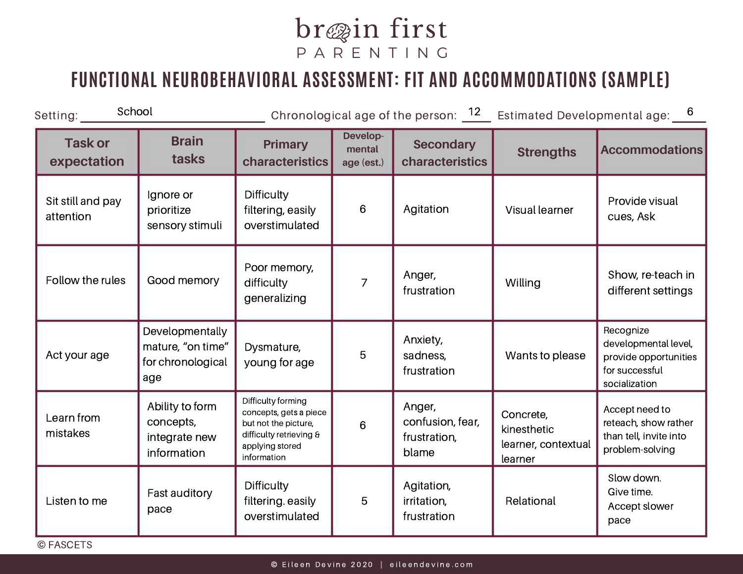# brain first PARENTING

## FUNCTIONAL NEUROBEHAVIORAL ASSESSMENT: FIT AND ACCOMMODATIONS (SAMPLE)

Setting: School     Chronological age of the person: 12     Estimated Developmental age: 6

| Task or expectation | Brain tasks | Primary characteristics | Develop-mental age (est.) | Secondary characteristics | Strengths | Accommodations |
|---|---|---|---|---|---|---|
| Sit still and pay attention | Ignore or prioritize sensory stimuli | Difficulty filtering, easily overstimulated | 6 | Agitation | Visual learner | Provide visual cues, Ask |
| Follow the rules | Good memory | Poor memory, difficulty generalizing | 7 | Anger, frustration | Willing | Show, re-teach in different settings |
| Act your age | Developmentally mature, "on time" for chronological age | Dysmature, young for age | 5 | Anxiety, sadness, frustration | Wants to please | Recognize developmental level, provide opportunities for successful socialization |
| Learn from mistakes | Ability to form concepts, integrate new information | Difficulty forming concepts, gets a piece but not the picture, difficulty retrieving & applying stored information | 6 | Anger, confusion, fear, frustration, blame | Concrete, kinesthetic learner, contextual learner | Accept need to reteach, show rather than tell, invite into problem-solving |
| Listen to me | Fast auditory pace | Difficulty filtering. easily overstimulated | 5 | Agitation, irritation, frustration | Relational | Slow down. Give time. Accept slower pace |

© FASCETS

© Eileen Devine 2020 | eileendevine.com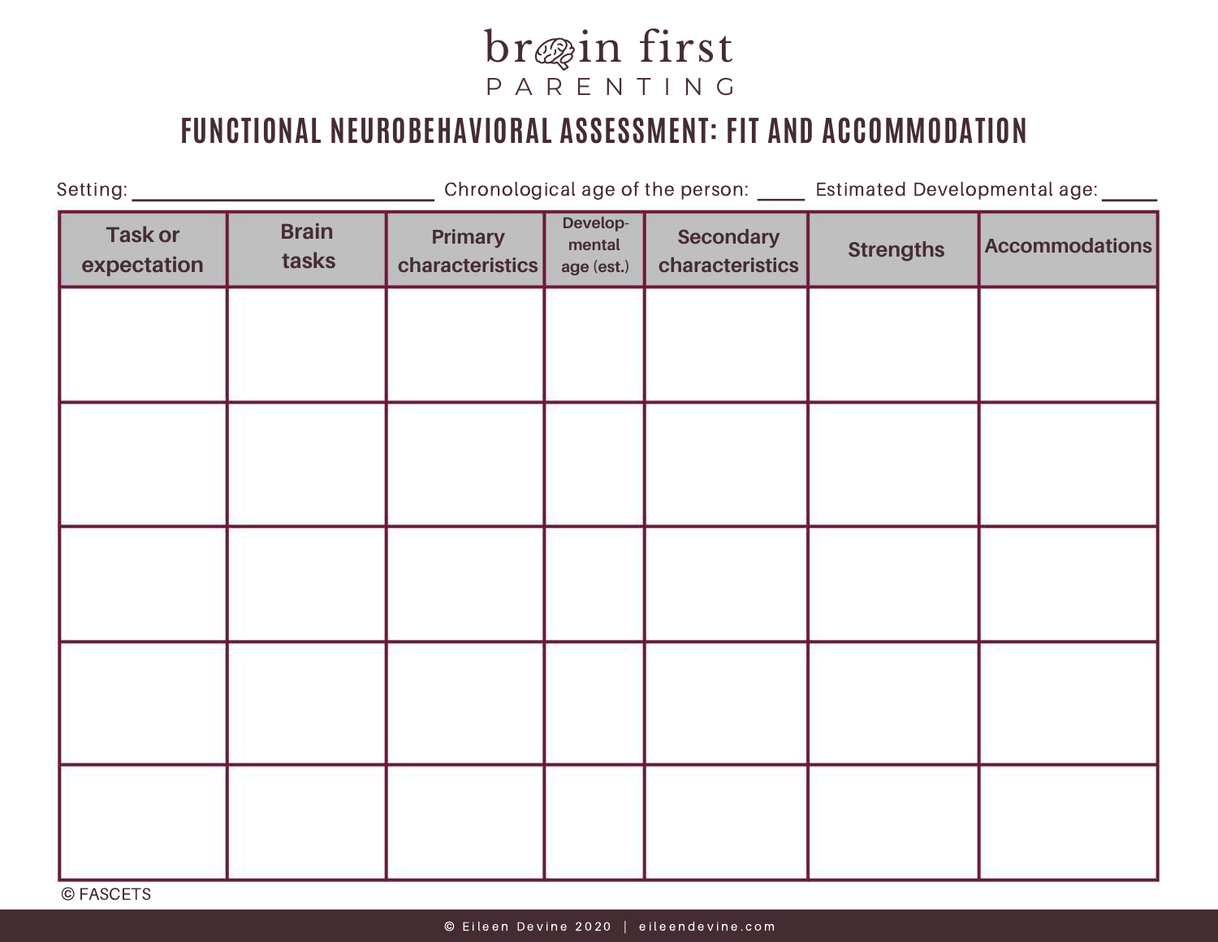brain first
PARENTING

# FUNCTIONAL NEUROBEHAVIORAL ASSESSMENT: FIT AND ACCOMMODATION

Setting: ______________________ Chronological age of the person: _____ Estimated Developmental age: _____

| Task or expectation | Brain tasks | Primary characteristics | Develop-mental age (est.) | Secondary characteristics | Strengths | Accommodations |
|---|---|---|---|---|---|---|
| | | | | | | |
| | | | | | | |
| | | | | | | |
| | | | | | | |
| | | | | | | |

© FASCETS

© Eileen Devine 2020 | eileendevine.com